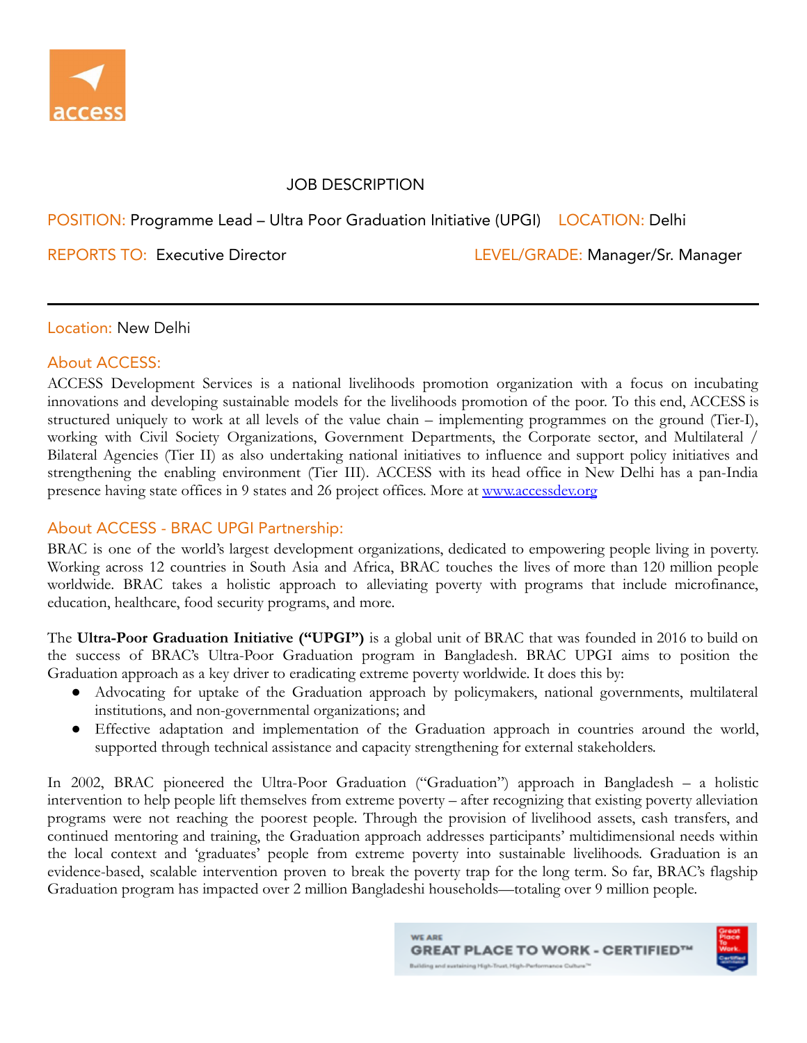JOB DESCRIPTION

POSITION: Programme Lead – Ultra Poor Graduation Initiative (UPGI) LOCATION: Delhi

REPORTS TO: Executive Director LEVEL/GRADE: Manager/Sr. Manager

---

Location: New Delhi

## About ACCESS:

ACCESS Development Services is a national livelihoods promotion organization with a focus on incubating innovations and developing sustainable models for the livelihoods promotion of the poor. To this end, ACCESS is structured uniquely to work at all levels of the value chain – implementing programmes on the ground (Tier-I), working with Civil Society Organizations, Government Departments, the Corporate sector, and Multilateral / Bilateral Agencies (Tier II) as also undertaking national initiatives to influence and support policy initiatives and strengthening the enabling environment (Tier III). ACCESS with its head office in New Delhi has a pan-India presence having state offices in 9 states and 26 project offices. More at [www.accessdev.org](http://www.accessdev.org)

## About ACCESS - BRAC UPGI Partnership:

BRAC is one of the world's largest development organizations, dedicated to empowering people living in poverty. Working across 12 countries in South Asia and Africa, BRAC touches the lives of more than 120 million people worldwide. BRAC takes a holistic approach to alleviating poverty with programs that include microfinance, education, healthcare, food security programs, and more.

The **Ultra-Poor Graduation Initiative ("UPGI")** is a global unit of BRAC that was founded in 2016 to build on the success of BRAC's Ultra-Poor Graduation program in Bangladesh. BRAC UPGI aims to position the Graduation approach as a key driver to eradicating extreme poverty worldwide. It does this by:

- Advocating for uptake of the Graduation approach by policymakers, national governments, multilateral institutions, and non-governmental organizations; and
- Effective adaptation and implementation of the Graduation approach in countries around the world, supported through technical assistance and capacity strengthening for external stakeholders.

In 2002, BRAC pioneered the Ultra-Poor Graduation ("Graduation") approach in Bangladesh – a holistic intervention to help people lift themselves from extreme poverty – after recognizing that existing poverty alleviation programs were not reaching the poorest people. Through the provision of livelihood assets, cash transfers, and continued mentoring and training, the Graduation approach addresses participants' multidimensional needs within the local context and 'graduates' people from extreme poverty into sustainable livelihoods. Graduation is an evidence-based, scalable intervention proven to break the poverty trap for the long term. So far, BRAC's flagship Graduation program has impacted over 2 million Bangladeshi households—totaling over 9 million people.

WE ARE GREAT PLACE TO WORK - CERTIFIED™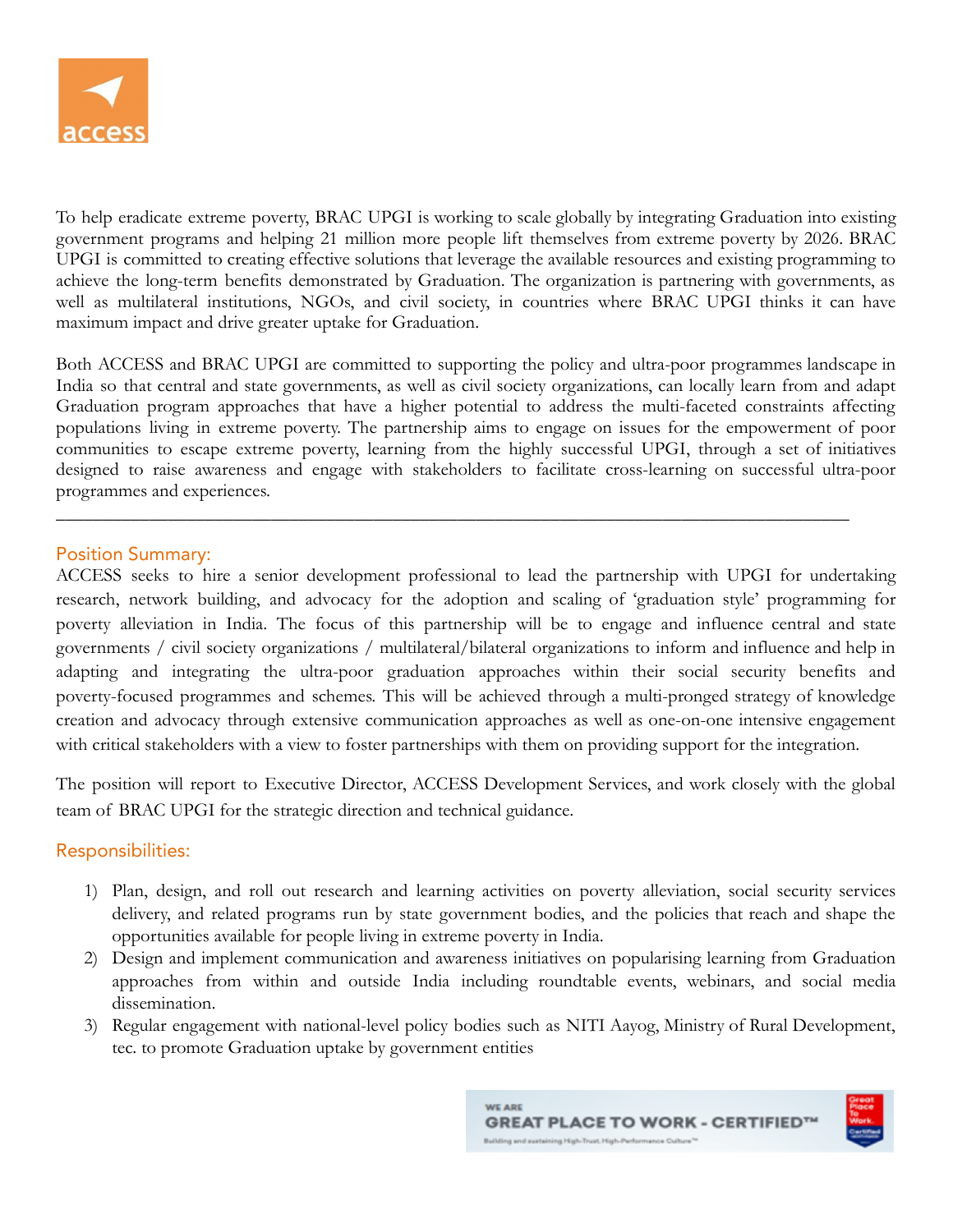To help eradicate extreme poverty, BRAC UPGI is working to scale globally by integrating Graduation into existing government programs and helping 21 million more people lift themselves from extreme poverty by 2026. BRAC UPGI is committed to creating effective solutions that leverage the available resources and existing programming to achieve the long-term benefits demonstrated by Graduation. The organization is partnering with governments, as well as multilateral institutions, NGOs, and civil society, in countries where BRAC UPGI thinks it can have maximum impact and drive greater uptake for Graduation.

Both ACCESS and BRAC UPGI are committed to supporting the policy and ultra-poor programmes landscape in India so that central and state governments, as well as civil society organizations, can locally learn from and adapt Graduation program approaches that have a higher potential to address the multi-faceted constraints affecting populations living in extreme poverty. The partnership aims to engage on issues for the empowerment of poor communities to escape extreme poverty, learning from the highly successful UPGI, through a set of initiatives designed to raise awareness and engage with stakeholders to facilitate cross-learning on successful ultra-poor programmes and experiences.

---

## Position Summary:

ACCESS seeks to hire a senior development professional to lead the partnership with UPGI for undertaking research, network building, and advocacy for the adoption and scaling of 'graduation style' programming for poverty alleviation in India. The focus of this partnership will be to engage and influence central and state governments / civil society organizations / multilateral/bilateral organizations to inform and influence and help in adapting and integrating the ultra-poor graduation approaches within their social security benefits and poverty-focused programmes and schemes. This will be achieved through a multi-pronged strategy of knowledge creation and advocacy through extensive communication approaches as well as one-on-one intensive engagement with critical stakeholders with a view to foster partnerships with them on providing support for the integration.

The position will report to Executive Director, ACCESS Development Services, and work closely with the global team of BRAC UPGI for the strategic direction and technical guidance.

## Responsibilities:

1) Plan, design, and roll out research and learning activities on poverty alleviation, social security services delivery, and related programs run by state government bodies, and the policies that reach and shape the opportunities available for people living in extreme poverty in India.
2) Design and implement communication and awareness initiatives on popularising learning from Graduation approaches from within and outside India including roundtable events, webinars, and social media dissemination.
3) Regular engagement with national-level policy bodies such as NITI Aayog, Ministry of Rural Development, tec. to promote Graduation uptake by government entities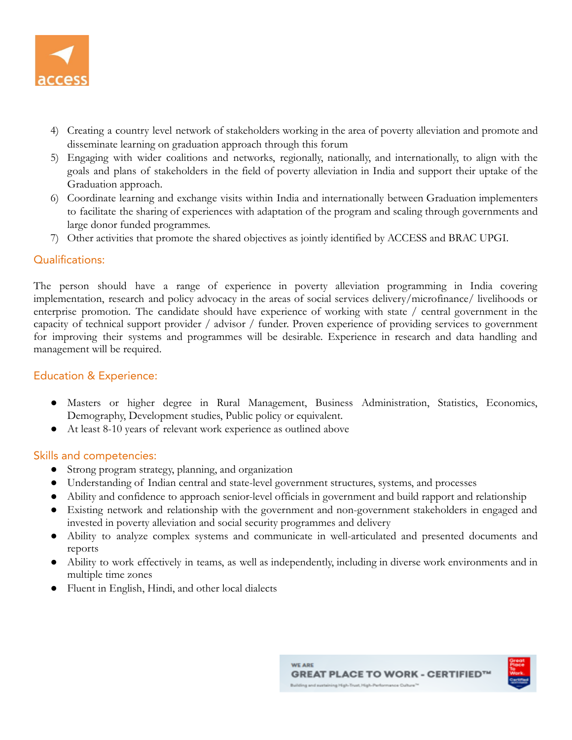4) Creating a country level network of stakeholders working in the area of poverty alleviation and promote and disseminate learning on graduation approach through this forum
5) Engaging with wider coalitions and networks, regionally, nationally, and internationally, to align with the goals and plans of stakeholders in the field of poverty alleviation in India and support their uptake of the Graduation approach.
6) Coordinate learning and exchange visits within India and internationally between Graduation implementers to facilitate the sharing of experiences with adaptation of the program and scaling through governments and large donor funded programmes.
7) Other activities that promote the shared objectives as jointly identified by ACCESS and BRAC UPGI.

## Qualifications:

The person should have a range of experience in poverty alleviation programming in India covering implementation, research and policy advocacy in the areas of social services delivery/microfinance/ livelihoods or enterprise promotion. The candidate should have experience of working with state / central government in the capacity of technical support provider / advisor / funder. Proven experience of providing services to government for improving their systems and programmes will be desirable. Experience in research and data handling and management will be required.

## Education & Experience:

- Masters or higher degree in Rural Management, Business Administration, Statistics, Economics, Demography, Development studies, Public policy or equivalent.
- At least 8-10 years of relevant work experience as outlined above

## Skills and competencies:

- Strong program strategy, planning, and organization
- Understanding of Indian central and state-level government structures, systems, and processes
- Ability and confidence to approach senior-level officials in government and build rapport and relationship
- Existing network and relationship with the government and non-government stakeholders in engaged and invested in poverty alleviation and social security programmes and delivery
- Ability to analyze complex systems and communicate in well-articulated and presented documents and reports
- Ability to work effectively in teams, as well as independently, including in diverse work environments and in multiple time zones
- Fluent in English, Hindi, and other local dialects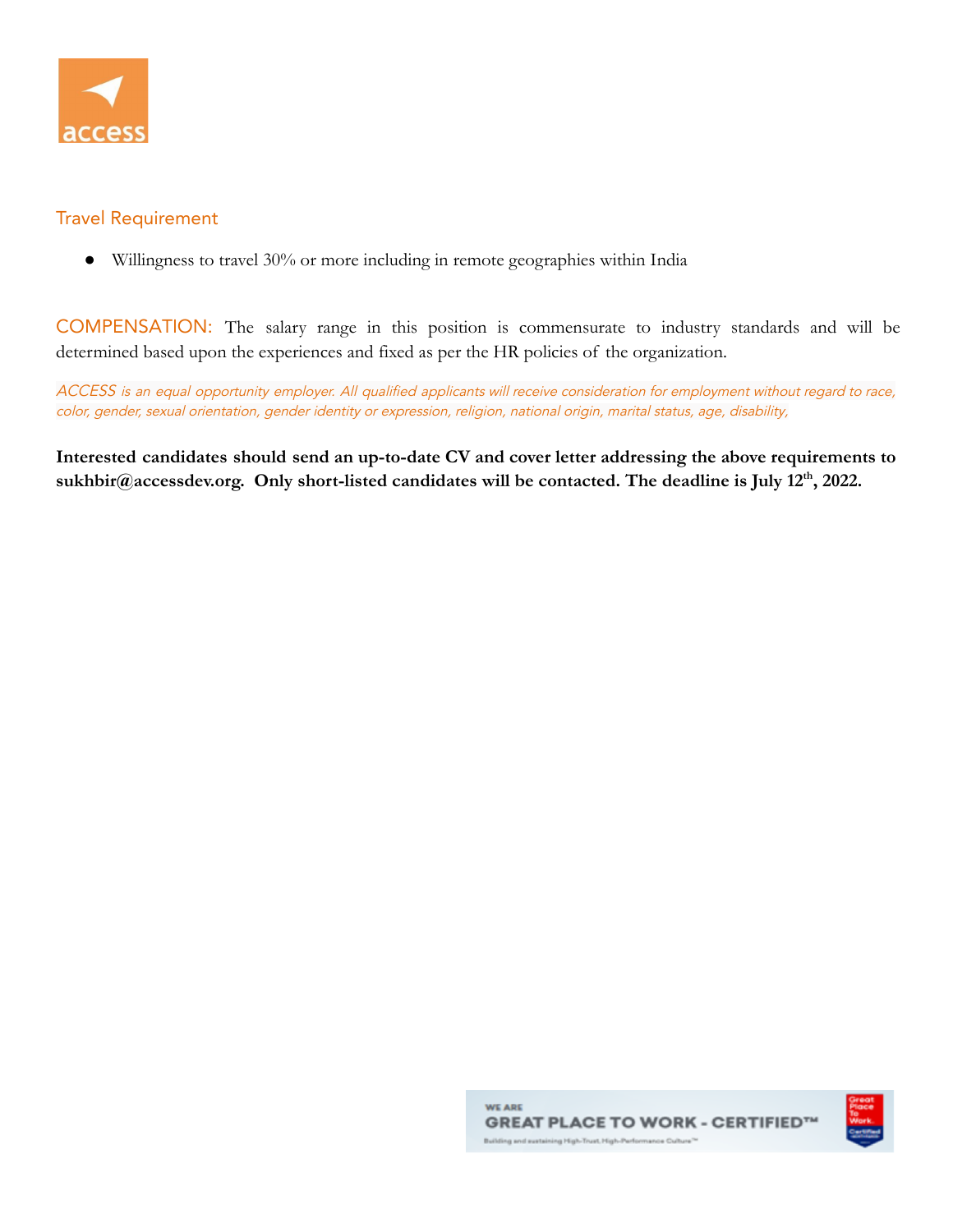## Travel Requirement

- Willingness to travel 30% or more including in remote geographies within India

COMPENSATION: The salary range in this position is commensurate to industry standards and will be determined based upon the experiences and fixed as per the HR policies of the organization.

*ACCESS is an equal opportunity employer. All qualified applicants will receive consideration for employment without regard to race, color, gender, sexual orientation, gender identity or expression, religion, national origin, marital status, age, disability,*

**Interested candidates should send an up-to-date CV and cover letter addressing the above requirements to sukhbir@accessdev.org. Only short-listed candidates will be contacted. The deadline is July 12th, 2022.**